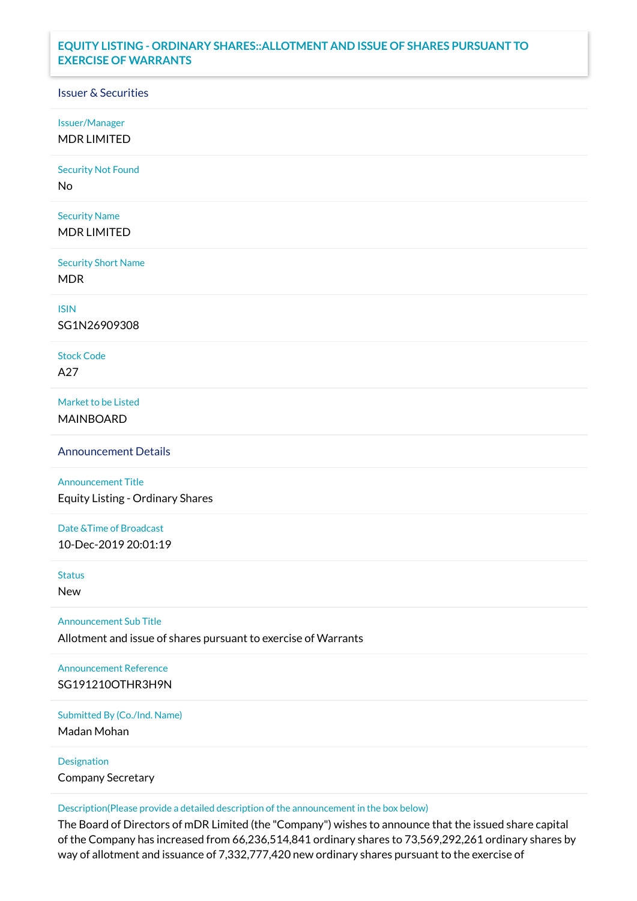# EQUITY LISTING - ORDINARY SHARES::ALLOTMENT AND ISSUE OF SHARES PURSUANT TO EXERCISE OF WARRANTS

## Issuer & Securities

Issuer/Manager

MDR LIMITED

Security Not Found

No

Security Name

MDR LIMITED

Security Short Name

MDR

ISIN

SG1N26909308

Stock Code

A27

Market to be Listed

MAINBOARD

## Announcement Details

Announcement Title

Equity Listing - Ordinary Shares

Date &Time of Broadcast

10-Dec-2019 20:01:19

Status

New

Announcement Sub Title

Allotment and issue of shares pursuant to exercise of Warrants

Announcement Reference

SG191210OTHR3H9N

Submitted By (Co./Ind. Name)

Madan Mohan

Designation

Company Secretary

Description(Please provide a detailed description of the announcement in the box below)

The Board of Directors of mDR Limited (the "Company") wishes to announce that the issued share capital of the Company has increased from 66,236,514,841 ordinary shares to 73,569,292,261 ordinary shares by way of allotment and issuance of 7,332,777,420 new ordinary shares pursuant to the exercise of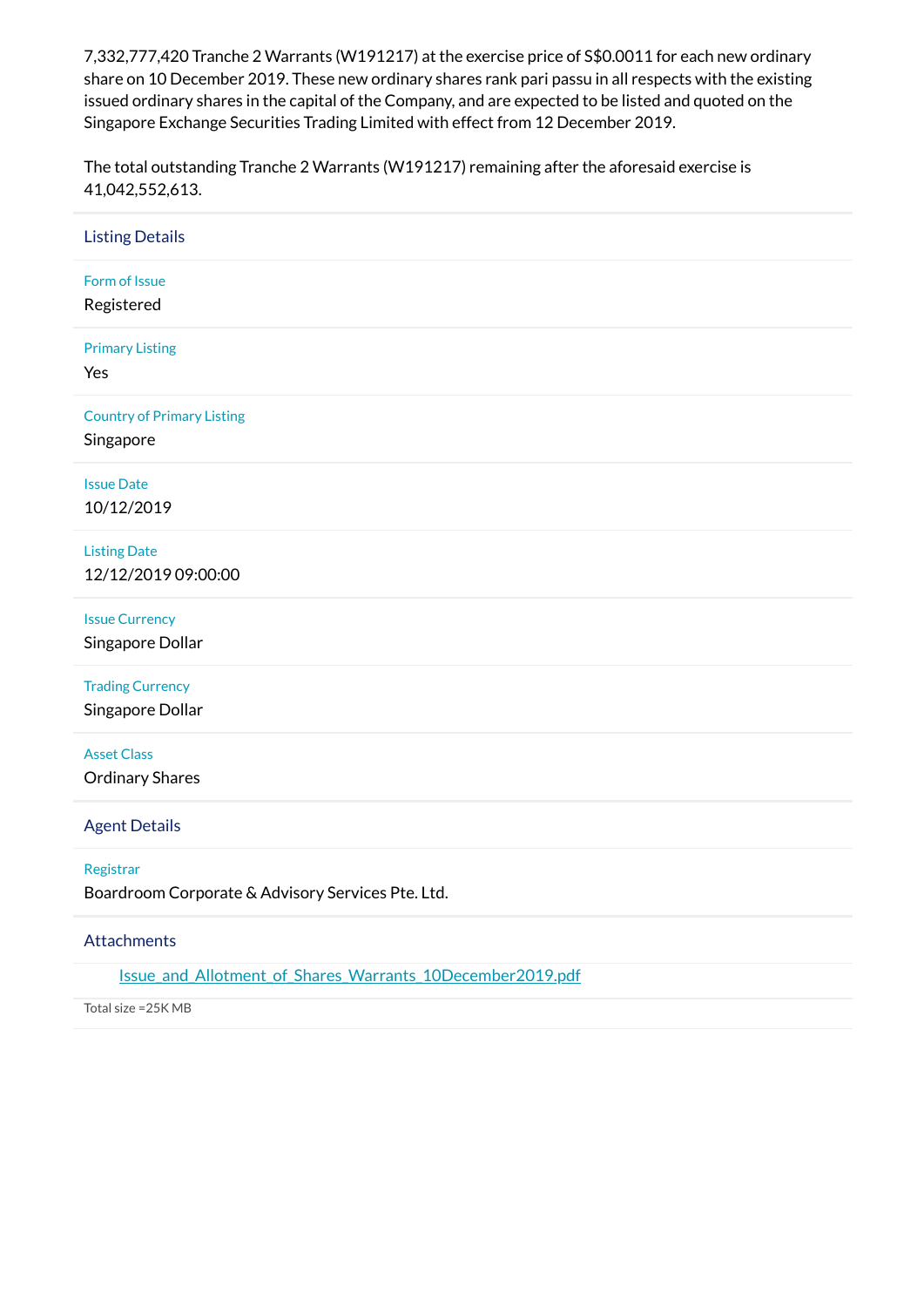7,332,777,420 Tranche 2 Warrants (W191217) at the exercise price of S$0.0011 for each new ordinary share on 10 December 2019. These new ordinary shares rank pari passu in all respects with the existing issued ordinary shares in the capital of the Company, and are expected to be listed and quoted on the Singapore Exchange Securities Trading Limited with effect from 12 December 2019.

The total outstanding Tranche 2 Warrants (W191217) remaining after the aforesaid exercise is 41,042,552,613.

## Listing Details

Form of Issue
Registered

Primary Listing
Yes

Country of Primary Listing
Singapore

Issue Date
10/12/2019

Listing Date
12/12/2019 09:00:00

Issue Currency
Singapore Dollar

Trading Currency
Singapore Dollar

Asset Class
Ordinary Shares

## Agent Details

Registrar
Boardroom Corporate & Advisory Services Pte. Ltd.

## Attachments

Issue_and_Allotment_of_Shares_Warrants_10December2019.pdf

Total size =25K MB